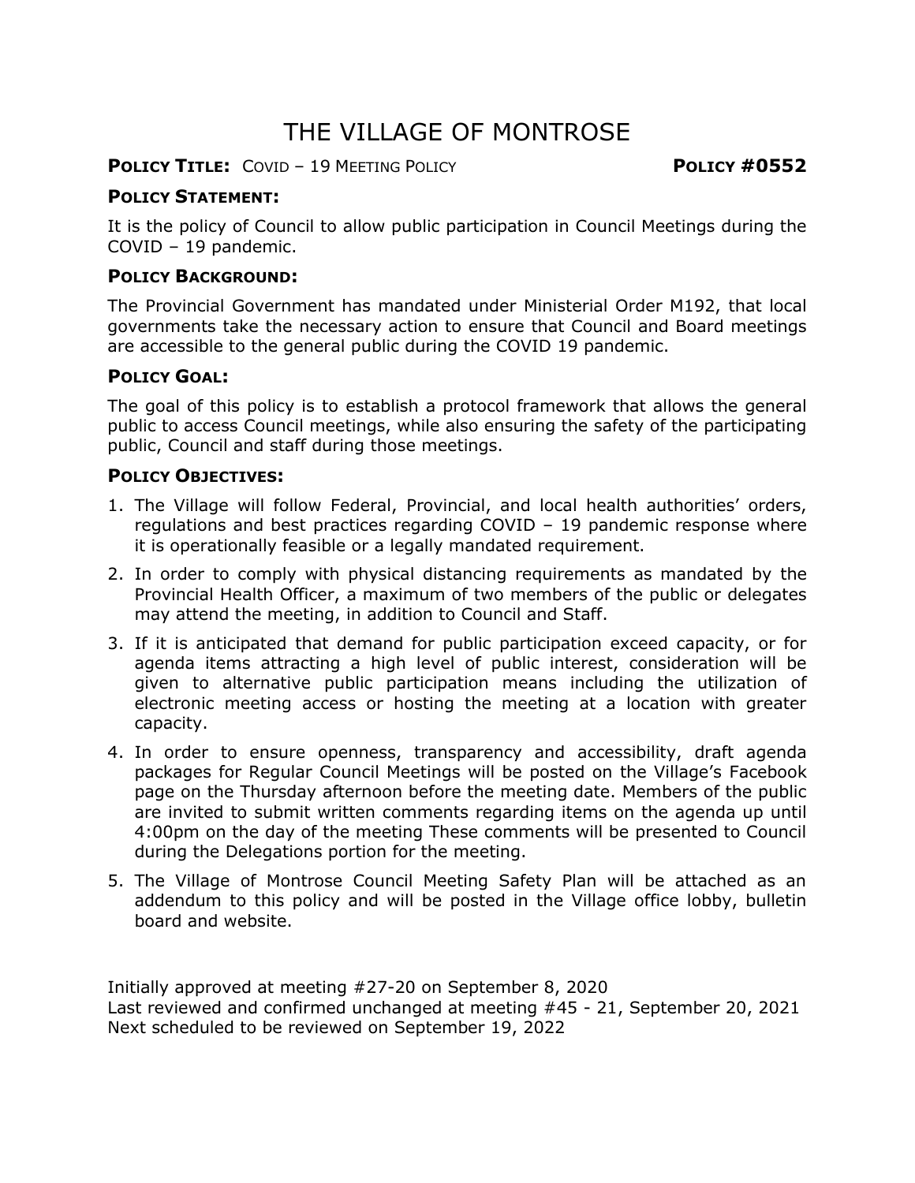# THE VILLAGE OF MONTROSE

**POLICY TITLE:** COVID – 19 MEETING POLICY **POLICY #0552**

**POLICY STATEMENT:**

It is the policy of Council to allow public participation in Council Meetings during the COVID – 19 pandemic.

**POLICY BACKGROUND:**

The Provincial Government has mandated under Ministerial Order M192, that local governments take the necessary action to ensure that Council and Board meetings are accessible to the general public during the COVID 19 pandemic.

**POLICY GOAL:**

The goal of this policy is to establish a protocol framework that allows the general public to access Council meetings, while also ensuring the safety of the participating public, Council and staff during those meetings.

**POLICY OBJECTIVES:**

1. The Village will follow Federal, Provincial, and local health authorities' orders, regulations and best practices regarding COVID – 19 pandemic response where it is operationally feasible or a legally mandated requirement.
2. In order to comply with physical distancing requirements as mandated by the Provincial Health Officer, a maximum of two members of the public or delegates may attend the meeting, in addition to Council and Staff.
3. If it is anticipated that demand for public participation exceed capacity, or for agenda items attracting a high level of public interest, consideration will be given to alternative public participation means including the utilization of electronic meeting access or hosting the meeting at a location with greater capacity.
4. In order to ensure openness, transparency and accessibility, draft agenda packages for Regular Council Meetings will be posted on the Village's Facebook page on the Thursday afternoon before the meeting date. Members of the public are invited to submit written comments regarding items on the agenda up until 4:00pm on the day of the meeting These comments will be presented to Council during the Delegations portion for the meeting.
5. The Village of Montrose Council Meeting Safety Plan will be attached as an addendum to this policy and will be posted in the Village office lobby, bulletin board and website.

Initially approved at meeting #27-20 on September 8, 2020
Last reviewed and confirmed unchanged at meeting #45 - 21, September 20, 2021
Next scheduled to be reviewed on September 19, 2022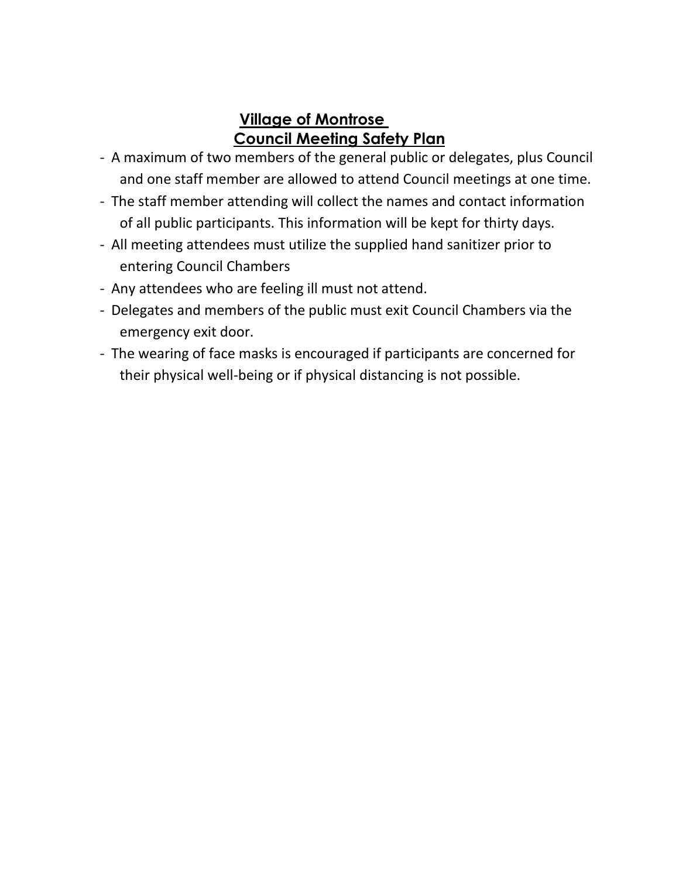## Village of Montrose
## Council Meeting Safety Plan

- A maximum of two members of the general public or delegates, plus Council and one staff member are allowed to attend Council meetings at one time.
- The staff member attending will collect the names and contact information of all public participants. This information will be kept for thirty days.
- All meeting attendees must utilize the supplied hand sanitizer prior to entering Council Chambers
- Any attendees who are feeling ill must not attend.
- Delegates and members of the public must exit Council Chambers via the emergency exit door.
- The wearing of face masks is encouraged if participants are concerned for their physical well-being or if physical distancing is not possible.